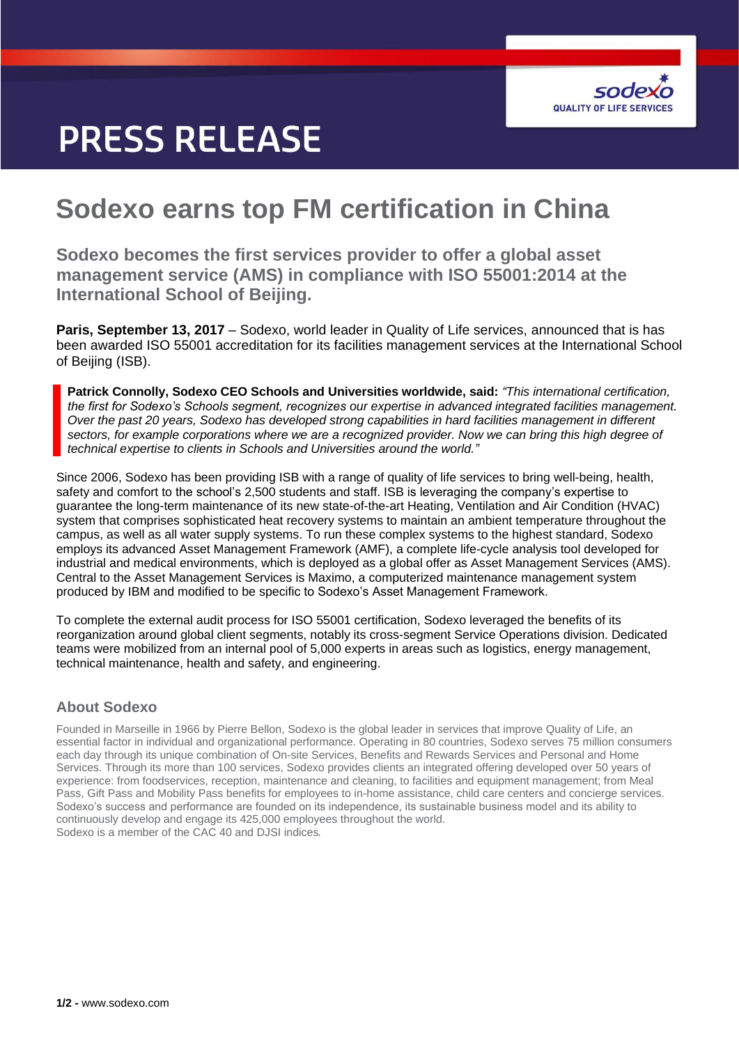# PRESS RELEASE

## Sodexo earns top FM certification in China

### Sodexo becomes the first services provider to offer a global asset management service (AMS) in compliance with ISO 55001:2014 at the International School of Beijing.

**Paris, September 13, 2017** – Sodexo, world leader in Quality of Life services, announced that is has been awarded ISO 55001 accreditation for its facilities management services at the International School of Beijing (ISB).

> **Patrick Connolly, Sodexo CEO Schools and Universities worldwide, said:** *"This international certification, the first for Sodexo's Schools segment, recognizes our expertise in advanced integrated facilities management. Over the past 20 years, Sodexo has developed strong capabilities in hard facilities management in different sectors, for example corporations where we are a recognized provider. Now we can bring this high degree of technical expertise to clients in Schools and Universities around the world."*

Since 2006, Sodexo has been providing ISB with a range of quality of life services to bring well-being, health, safety and comfort to the school's 2,500 students and staff. ISB is leveraging the company's expertise to guarantee the long-term maintenance of its new state-of-the-art Heating, Ventilation and Air Condition (HVAC) system that comprises sophisticated heat recovery systems to maintain an ambient temperature throughout the campus, as well as all water supply systems. To run these complex systems to the highest standard, Sodexo employs its advanced Asset Management Framework (AMF), a complete life-cycle analysis tool developed for industrial and medical environments, which is deployed as a global offer as Asset Management Services (AMS). Central to the Asset Management Services is Maximo, a computerized maintenance management system produced by IBM and modified to be specific to Sodexo's Asset Management Framework.

To complete the external audit process for ISO 55001 certification, Sodexo leveraged the benefits of its reorganization around global client segments, notably its cross-segment Service Operations division. Dedicated teams were mobilized from an internal pool of 5,000 experts in areas such as logistics, energy management, technical maintenance, health and safety, and engineering.

### About Sodexo

Founded in Marseille in 1966 by Pierre Bellon, Sodexo is the global leader in services that improve Quality of Life, an essential factor in individual and organizational performance. Operating in 80 countries, Sodexo serves 75 million consumers each day through its unique combination of On-site Services, Benefits and Rewards Services and Personal and Home Services. Through its more than 100 services, Sodexo provides clients an integrated offering developed over 50 years of experience: from foodservices, reception, maintenance and cleaning, to facilities and equipment management; from Meal Pass, Gift Pass and Mobility Pass benefits for employees to in-home assistance, child care centers and concierge services. Sodexo's success and performance are founded on its independence, its sustainable business model and its ability to continuously develop and engage its 425,000 employees throughout the world.
Sodexo is a member of the CAC 40 and DJSI indices.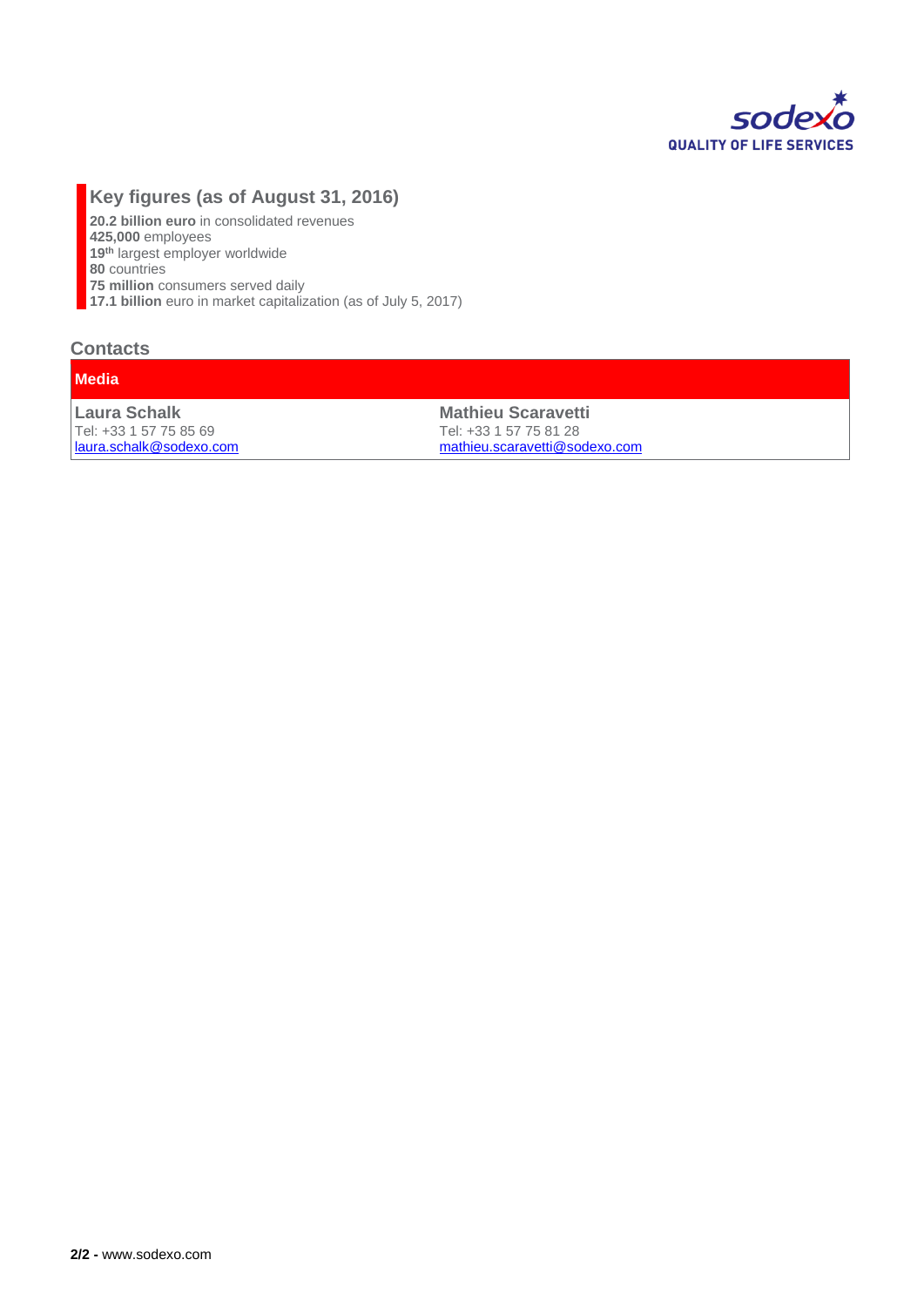## Key figures (as of August 31, 2016)

**20.2 billion euro** in consolidated revenues
**425,000** employees
**19th** largest employer worldwide
**80** countries
**75 million** consumers served daily
**17.1 billion** euro in market capitalization (as of July 5, 2017)

## Contacts

| Media | |
|---|---|
| **Laura Schalk**<br>Tel: +33 1 57 75 85 69<br>laura.schalk@sodexo.com | **Mathieu Scaravetti**<br>Tel: +33 1 57 75 81 28<br>mathieu.scaravetti@sodexo.com |